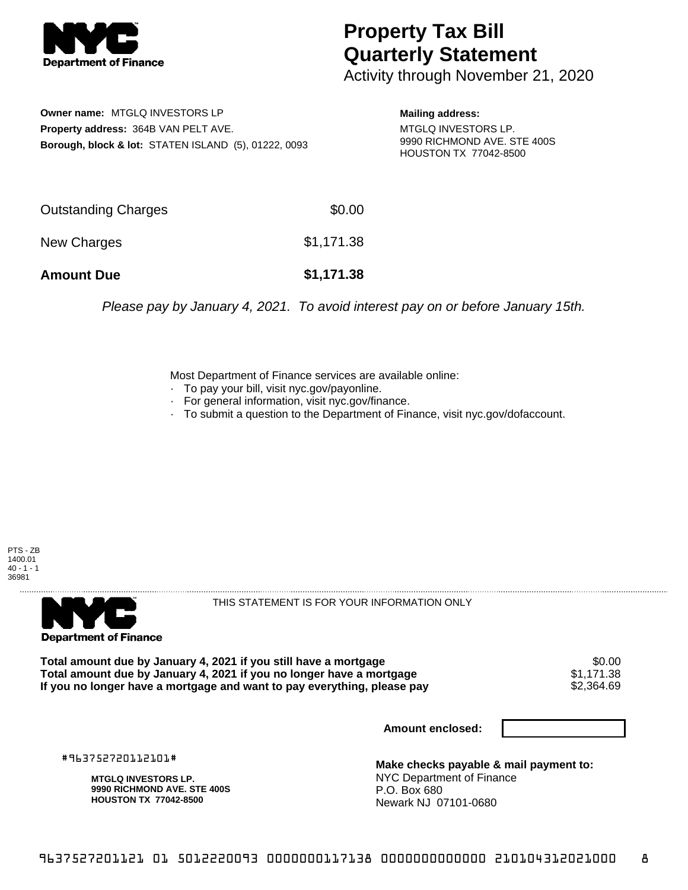NYC Department of Finance

# Property Tax Bill Quarterly Statement

Activity through November 21, 2020

**Owner name:** MTGLQ INVESTORS LP
**Property address:** 364B VAN PELT AVE.
**Borough, block & lot:** STATEN ISLAND (5), 01222, 0093

**Mailing address:**
MTGLQ INVESTORS LP.
9990 RICHMOND AVE. STE 400S
HOUSTON TX 77042-8500

| | |
|---|---|
| Outstanding Charges | $0.00 |
| New Charges | $1,171.38 |
| **Amount Due** | **$1,171.38** |

*Please pay by January 4, 2021. To avoid interest pay on or before January 15th.*

Most Department of Finance services are available online:
- To pay your bill, visit nyc.gov/payonline.
- For general information, visit nyc.gov/finance.
- To submit a question to the Department of Finance, visit nyc.gov/dofaccount.

PTS - ZB
1400.01
40 - 1 - 1
36981

NYC Department of Finance

THIS STATEMENT IS FOR YOUR INFORMATION ONLY

| | |
|---|---|
| **Total amount due by January 4, 2021 if you still have a mortgage** | $0.00 |
| **Total amount due by January 4, 2021 if you no longer have a mortgage** | $1,171.38 |
| **If you no longer have a mortgage and want to pay everything, please pay** | $2,364.69 |

**Amount enclosed:**

#963752720112101#

**MTGLQ INVESTORS LP.**
**9990 RICHMOND AVE. STE 400S**
**HOUSTON TX 77042-8500**

**Make checks payable & mail payment to:**
NYC Department of Finance
P.O. Box 680
Newark NJ 07101-0680

9637527201121 01 5012220093 0000000117138 0000000000000 210104312021000 8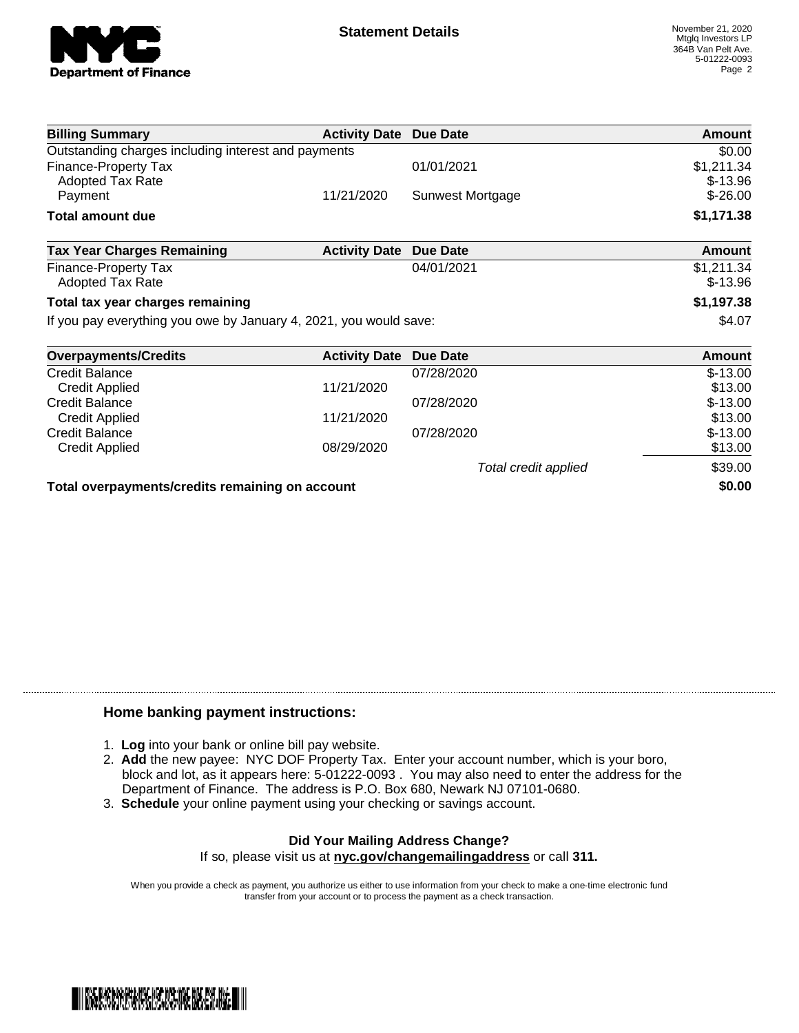**Statement Details**

November 21, 2020
Mtglq Investors LP
364B Van Pelt Ave.
5-01222-0093

| Billing Summary | Activity Date | Due Date | Amount |
|---|---|---|---|
| Outstanding charges including interest and payments | | | $0.00 |
| Finance-Property Tax | | 01/01/2021 | $1,211.34 |
| Adopted Tax Rate | | | $-13.96 |
| Payment | 11/21/2020 | Sunwest Mortgage | $-26.00 |
| **Total amount due** | | | **$1,171.38** |

| Tax Year Charges Remaining | Activity Date | Due Date | Amount |
|---|---|---|---|
| Finance-Property Tax | | 04/01/2021 | $1,211.34 |
| Adopted Tax Rate | | | $-13.96 |
| **Total tax year charges remaining** | | | **$1,197.38** |
| If you pay everything you owe by January 4, 2021, you would save: | | | $4.07 |

| Overpayments/Credits | Activity Date | Due Date | Amount |
|---|---|---|---|
| Credit Balance | | 07/28/2020 | $-13.00 |
| Credit Applied | 11/21/2020 | | $13.00 |
| Credit Balance | | 07/28/2020 | $-13.00 |
| Credit Applied | 11/21/2020 | | $13.00 |
| Credit Balance | | 07/28/2020 | $-13.00 |
| Credit Applied | 08/29/2020 | | $13.00 |
| | | *Total credit applied* | $39.00 |
| **Total overpayments/credits remaining on account** | | | **$0.00** |

### Home banking payment instructions:

1. **Log** into your bank or online bill pay website.
2. **Add** the new payee: NYC DOF Property Tax. Enter your account number, which is your boro, block and lot, as it appears here: 5-01222-0093 . You may also need to enter the address for the Department of Finance. The address is P.O. Box 680, Newark NJ 07101-0680.
3. **Schedule** your online payment using your checking or savings account.

**Did Your Mailing Address Change?**
If so, please visit us at **nyc.gov/changemailingaddress** or call **311.**

When you provide a check as payment, you authorize us either to use information from your check to make a one-time electronic fund transfer from your account or to process the payment as a check transaction.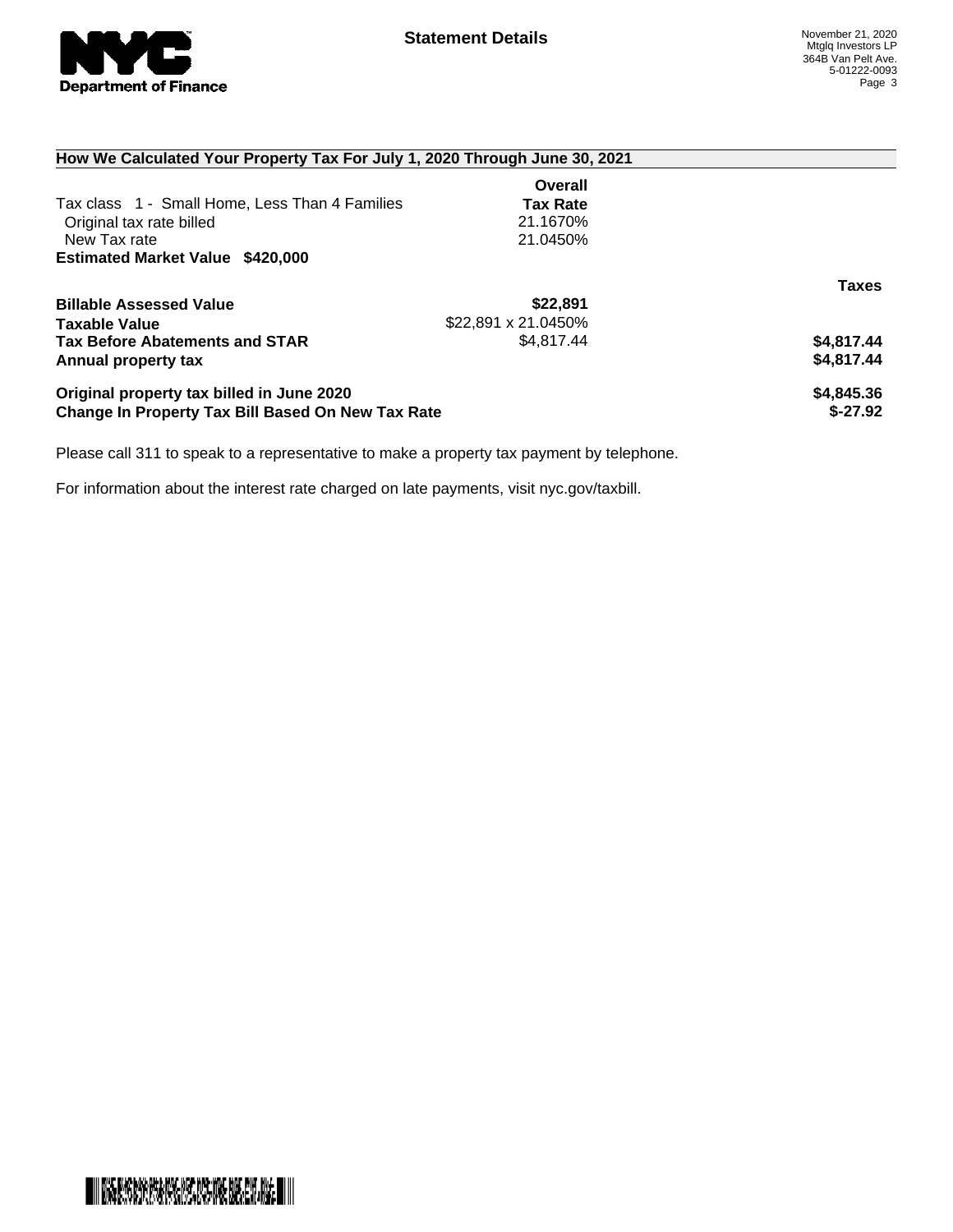## Statement Details

November 21, 2020
Mtglq Investors LP
364B Van Pelt Ave.
5-01222-0093

### How We Calculated Your Property Tax For July 1, 2020 Through June 30, 2021

| | Overall Tax Rate | |
|---|---|---|
| Tax class 1 - Small Home, Less Than 4 Families | | |
| Original tax rate billed | 21.1670% | |
| New Tax rate | 21.0450% | |
| **Estimated Market Value $420,000** | | |
| | | **Taxes** |
| **Billable Assessed Value** | **$22,891** | |
| **Taxable Value** | $22,891 x 21.0450% | |
| **Tax Before Abatements and STAR** | $4,817.44 | **$4,817.44** |
| **Annual property tax** | | **$4,817.44** |
| **Original property tax billed in June 2020** | | **$4,845.36** |
| **Change In Property Tax Bill Based On New Tax Rate** | | **$-27.92** |

Please call 311 to speak to a representative to make a property tax payment by telephone.

For information about the interest rate charged on late payments, visit nyc.gov/taxbill.